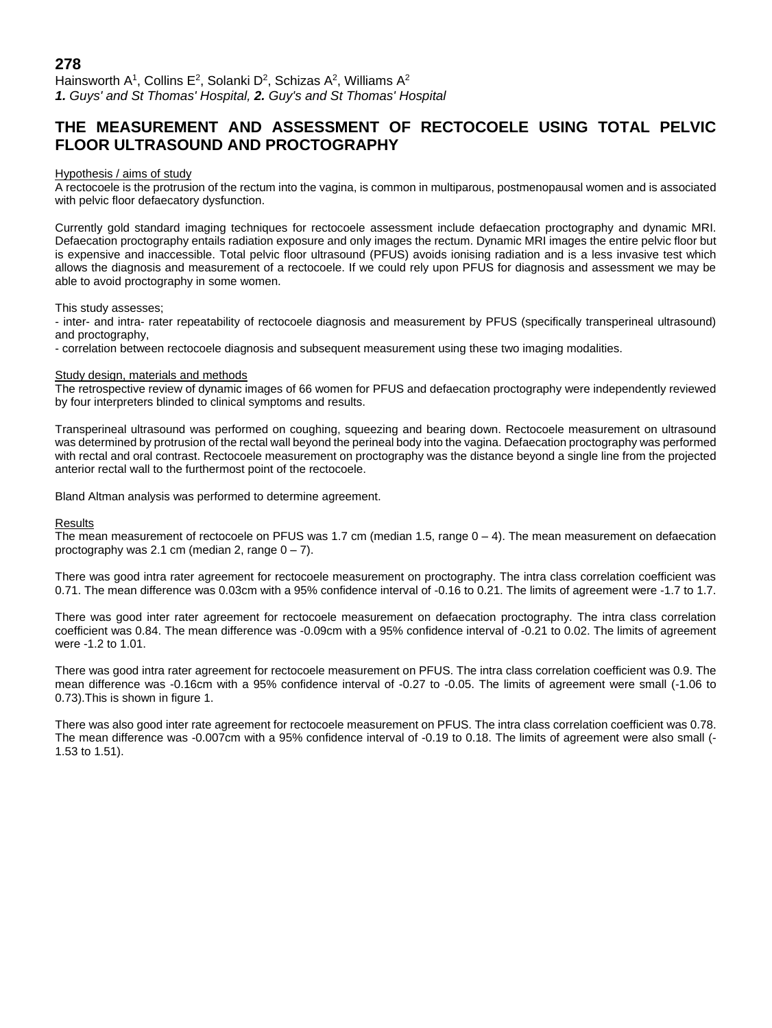**278**

Hainsworth A[1], Collins E[2], Solanki D[2], Schizas A[2], Williams A[2]

***1.** Guys' and St Thomas' Hospital, **2.** Guy's and St Thomas' Hospital*

# THE MEASUREMENT AND ASSESSMENT OF RECTOCOELE USING TOTAL PELVIC FLOOR ULTRASOUND AND PROCTOGRAPHY

## Hypothesis / aims of study

A rectocoele is the protrusion of the rectum into the vagina, is common in multiparous, postmenopausal women and is associated with pelvic floor defaecatory dysfunction.

Currently gold standard imaging techniques for rectocoele assessment include defaecation proctography and dynamic MRI. Defaecation proctography entails radiation exposure and only images the rectum. Dynamic MRI images the entire pelvic floor but is expensive and inaccessible. Total pelvic floor ultrasound (PFUS) avoids ionising radiation and is a less invasive test which allows the diagnosis and measurement of a rectocoele. If we could rely upon PFUS for diagnosis and assessment we may be able to avoid proctography in some women.

This study assesses;

- inter- and intra- rater repeatability of rectocoele diagnosis and measurement by PFUS (specifically transperineal ultrasound) and proctography,
- correlation between rectocoele diagnosis and subsequent measurement using these two imaging modalities.

## Study design, materials and methods

The retrospective review of dynamic images of 66 women for PFUS and defaecation proctography were independently reviewed by four interpreters blinded to clinical symptoms and results.

Transperineal ultrasound was performed on coughing, squeezing and bearing down. Rectocoele measurement on ultrasound was determined by protrusion of the rectal wall beyond the perineal body into the vagina. Defaecation proctography was performed with rectal and oral contrast. Rectocoele measurement on proctography was the distance beyond a single line from the projected anterior rectal wall to the furthermost point of the rectocoele.

Bland Altman analysis was performed to determine agreement.

## Results

The mean measurement of rectocoele on PFUS was 1.7 cm (median 1.5, range 0 – 4). The mean measurement on defaecation proctography was 2.1 cm (median 2, range 0 – 7).

There was good intra rater agreement for rectocoele measurement on proctography. The intra class correlation coefficient was 0.71. The mean difference was 0.03cm with a 95% confidence interval of -0.16 to 0.21. The limits of agreement were -1.7 to 1.7.

There was good inter rater agreement for rectocoele measurement on defaecation proctography. The intra class correlation coefficient was 0.84. The mean difference was -0.09cm with a 95% confidence interval of -0.21 to 0.02. The limits of agreement were -1.2 to 1.01.

There was good intra rater agreement for rectocoele measurement on PFUS. The intra class correlation coefficient was 0.9. The mean difference was -0.16cm with a 95% confidence interval of -0.27 to -0.05. The limits of agreement were small (-1.06 to 0.73).This is shown in figure 1.

There was also good inter rate agreement for rectocoele measurement on PFUS. The intra class correlation coefficient was 0.78. The mean difference was -0.007cm with a 95% confidence interval of -0.19 to 0.18. The limits of agreement were also small (-1.53 to 1.51).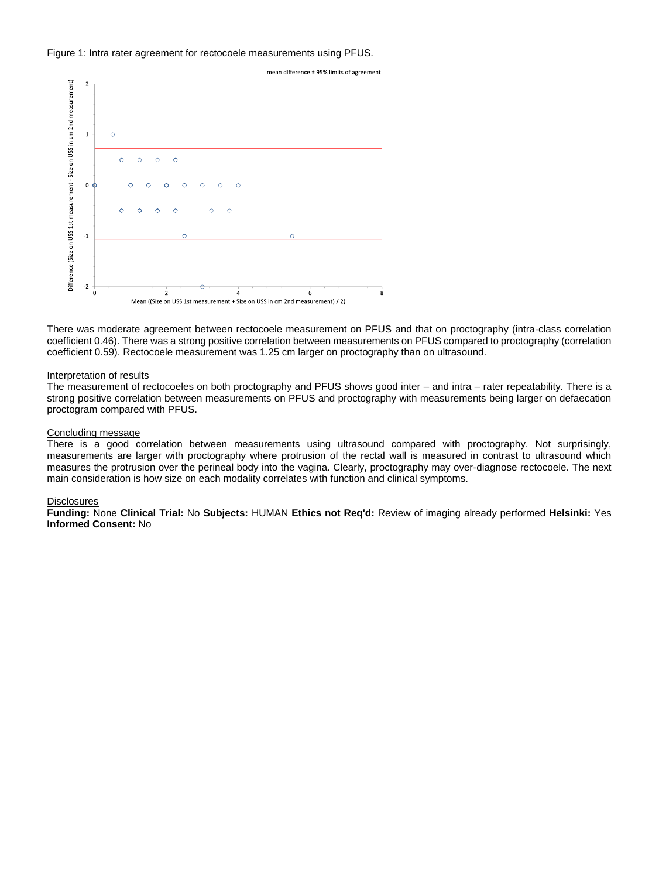Figure 1: Intra rater agreement for rectocoele measurements using PFUS.

mean difference ± 95% limits of agreement

Difference (Size on USS 1st measurement - Size on USS in cm 2nd measurement)

2

1

0

-1

-2

0

2

4

6

8

Mean ((Size on USS 1st measurement + Size on USS in cm 2nd measurement) / 2)

There was moderate agreement between rectocoele measurement on PFUS and that on proctography (intra-class correlation coefficient 0.46). There was a strong positive correlation between measurements on PFUS compared to proctography (correlation coefficient 0.59). Rectocoele measurement was 1.25 cm larger on proctography than on ultrasound.

## Interpretation of results

The measurement of rectocoeles on both proctography and PFUS shows good inter – and intra – rater repeatability. There is a strong positive correlation between measurements on PFUS and proctography with measurements being larger on defaecation proctogram compared with PFUS.

## Concluding message

There is a good correlation between measurements using ultrasound compared with proctography. Not surprisingly, measurements are larger with proctography where protrusion of the rectal wall is measured in contrast to ultrasound which measures the protrusion over the perineal body into the vagina. Clearly, proctography may over-diagnose rectocoele. The next main consideration is how size on each modality correlates with function and clinical symptoms.

## Disclosures

**Funding:** None **Clinical Trial:** No **Subjects:** HUMAN **Ethics not Req'd:** Review of imaging already performed **Helsinki:** Yes **Informed Consent:** No